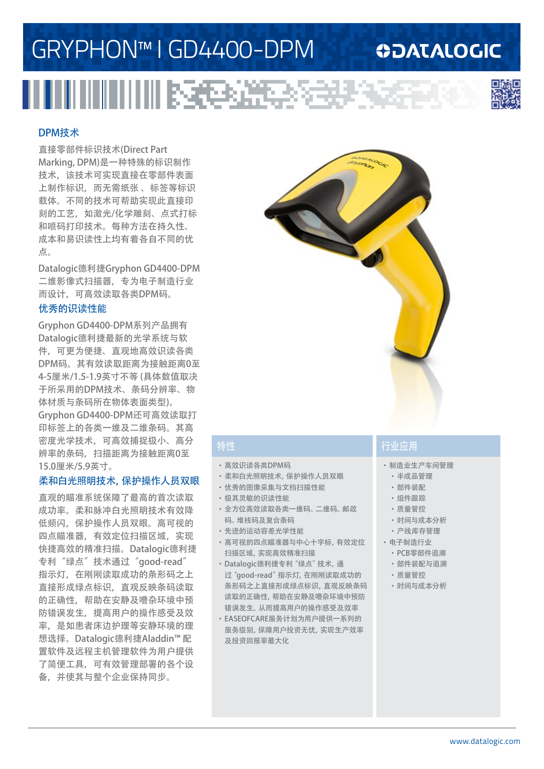# GRYPHON™ I GD4400-DPM

## DPM技术

直接零部件标识技术(Direct Part Marking, DPM)是一种特殊的标识制作技术，该技术可实现直接在零部件表面上制作标识，而无需纸张、标签等标识载体。不同的技术可帮助实现此直接印刻的工艺，如激光/化学雕刻、点式打标和喷码打印技术。每种方法在持久性、成本和易识读性上均有着各自不同的优点。

Datalogic德利捷Gryphon GD4400-DPM二维影像式扫描器，专为电子制造行业而设计，可高效读取各类DPM码。

## 优秀的识读性能

Gryphon GD4400-DPM系列产品拥有Datalogic德利捷最新的光学系统与软件，可更为便捷、直观地高效识读各类DPM码。其有效读取距离为接触距离0至4-5厘米/1.5-1.9英寸不等 (具体数值取决于所采用的DPM技术、条码分辨率、物体材质与条码所在物体表面类型)。Gryphon GD4400-DPM还可高效读取打印标签上的各类一维及二维条码。其高密度光学技术，可高效捕捉极小、高分辨率的条码，扫描距离为接触距离0至15.0厘米/5.9英寸。

## 柔和白光照明技术, 保护操作人员双眼

直观的瞄准系统保障了最高的首次读取成功率。柔和脉冲白光照明技术有效降低频闪，保护操作人员双眼。高可视的四点瞄准器，有效定位扫描区域，实现快捷高效的精准扫描。Datalogic德利捷专利“绿点”技术通过“good-read”指示灯，在刚刚读取成功的条形码之上直接形成绿点标识，直观反映条码读取的正确性，帮助在安静及嘈杂环境中预防错误发生，提高用户的操作感受及效率，是如患者床边护理等安静环境的理想选择。Datalogic德利捷Aladdin™ 配置软件及远程主机管理软件为用户提供了简便工具，可有效管理部署的各个设备，并使其与整个企业保持同步。

## 特性

- 高效识读各类DPM码
- 柔和白光照明技术, 保护操作人员双眼
- 优秀的图像采集与文档扫描性能
- 极其灵敏的识读性能
- 全方位高效读取各类一维码、二维码、邮政码、堆栈码及复合条码
- 先进的运动容差光学性能
- 高可视的四点瞄准器与中心十字标, 有效定位扫描区域, 实现高效精准扫描
- Datalogic德利捷专利“绿点”技术, 通过“good-read”指示灯, 在刚刚读取成功的条形码之上直接形成绿点标识, 直观反映条码读取的正确性, 帮助在安静及嘈杂环境中预防错误发生, 从而提高用户的操作感受及效率
- EASEOFCARE服务计划为用户提供一系列的服务级别, 保障用户投资无忧, 实现生产效率及投资回报率最大化

## 行业应用

- 制造业生产车间管理
  - 半成品管理
  - 部件装配
  - 组件跟踪
  - 质量管控
  - 时间与成本分析
  - 产线库存管理
- 电子制造行业
  - PCB零部件追溯
  - 部件装配与追溯
  - 质量管控
  - 时间与成本分析

www.datalogic.com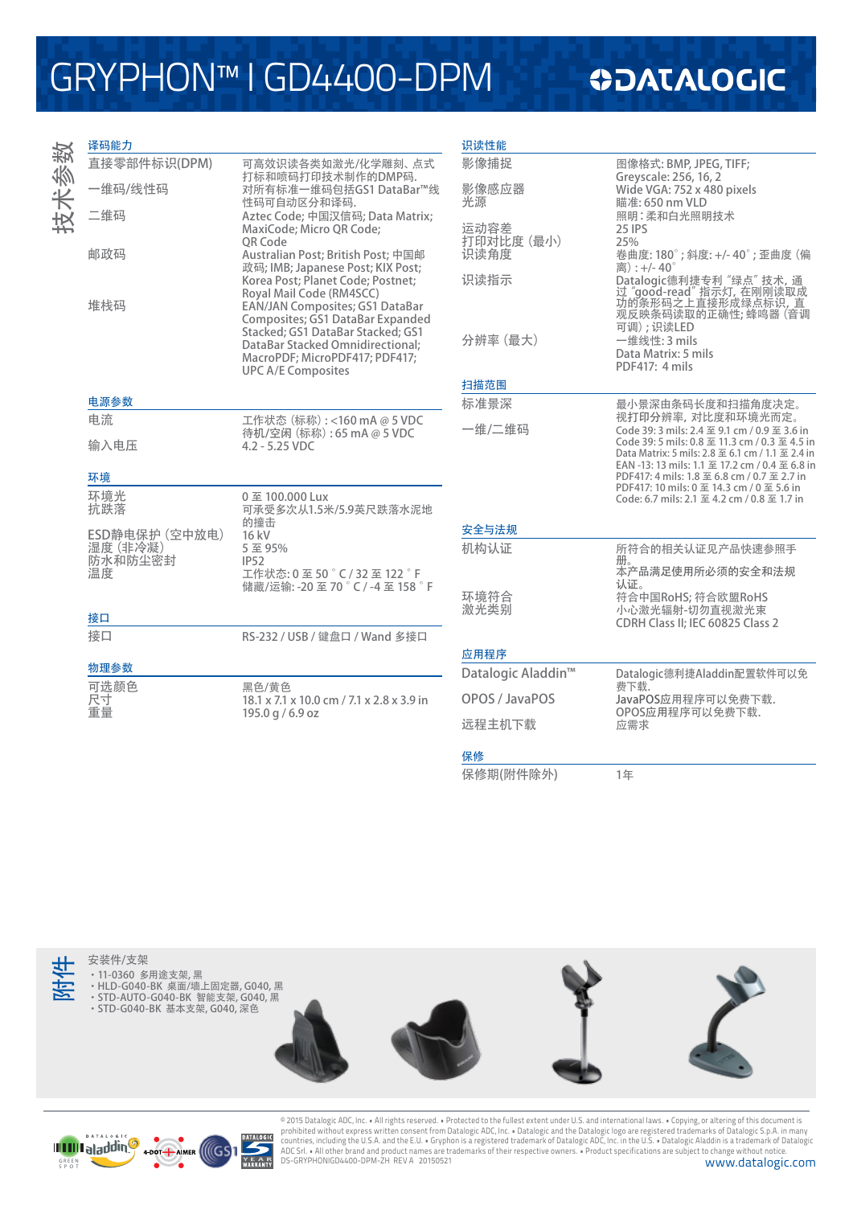# GRYPHON™ I GD4400-DPM

DATALOGIC

## 技术参数

### 译码能力

| | |
|---|---|
| 直接零部件标识(DPM) | 可高效识读各类如激光/化学雕刻、点式打标和喷码打印技术制作的DMP码. |
| 一维码/线性码 | 对所有标准一维码包括GS1 DataBar™线性码可自动区分和译码. |
| 二维码 | Aztec Code; 中国汉信码; Data Matrix; MaxiCode; Micro QR Code; QR Code |
| 邮政码 | Australian Post; British Post; 中国邮政码; IMB; Japanese Post; KIX Post; Korea Post; Planet Code; Postnet; Royal Mail Code (RM4SCC) |
| 堆栈码 | EAN/JAN Composites; GS1 DataBar Composites; GS1 DataBar Expanded Stacked; GS1 DataBar Stacked; GS1 DataBar Stacked Omnidirectional; MacroPDF; MicroPDF417; PDF417; UPC A/E Composites |

### 电源参数

| | |
|---|---|
| 电流 | 工作状态 (标称) : <160 mA @ 5 VDC<br>待机/空闲 (标称) : 65 mA @ 5 VDC |
| 输入电压 | 4.2 - 5.25 VDC |

### 环境

| | |
|---|---|
| 环境光 | 0 至 100.000 Lux |
| 抗跌落 | 可承受多次从1.5米/5.9英尺跌落水泥地的撞击 |
| ESD静电保护 (空中放电) | 16 kV |
| 湿度 (非冷凝) | 5 至 95% |
| 防水和防尘密封 | IP52 |
| 温度 | 工作状态: 0 至 50 ° C / 32 至 122 ° F<br>储藏/运输: -20 至 70 ° C / -4 至 158 ° F |

### 接口

| | |
|---|---|
| 接口 | RS-232 / USB / 键盘口 / Wand 多接口 |

### 物理参数

| | |
|---|---|
| 可选颜色 | 黑色/黄色 |
| 尺寸 | 18.1 x 7.1 x 10.0 cm / 7.1 x 2.8 x 3.9 in |
| 重量 | 195.0 g / 6.9 oz |

### 识读性能

| | |
|---|---|
| 影像捕捉 | 图像格式: BMP, JPEG, TIFF; Greyscale: 256, 16, 2 |
| 影像感应器 | Wide VGA: 752 x 480 pixels |
| 光源 | 瞄准: 650 nm VLD<br>照明 : 柔和白光照明技术 |
| 运动容差 | 25 IPS |
| 打印对比度 (最小) | 25% |
| 识读角度 | 卷曲度: 180° ; 斜度: +/- 40° ; 歪曲度 (偏离) : +/- 40° |
| 识读指示 | Datalogic德利捷专利 "绿点" 技术, 通过 "good-read" 指示灯, 在刚刚读取成功的条形码之上直接形成绿点标识, 直观反映条码读取的正确性; 蜂鸣器 (音调可调) ; 识读LED |
| 分辨率 (最大) | 一维线性: 3 mils<br>Data Matrix: 5 mils<br>PDF417: 4 mils |

### 扫描范围

| | |
|---|---|
| 标准景深 | 最小景深由条码长度和扫描角度决定。视打印分辨率, 对比度和环境光而定。 |
| 一维/二维码 | Code 39: 3 mils: 2.4 至 9.1 cm / 0.9 至 3.6 in<br>Code 39: 5 mils: 0.8 至 11.3 cm / 0.3 至 4.5 in<br>Data Matrix: 5 mils: 2.8 至 6.1 cm / 1.1 至 2.4 in<br>EAN -13: 13 mils: 1.1 至 17.2 cm / 0.4 至 6.8 in<br>PDF417: 4 mils: 1.8 至 6.8 cm / 0.7 至 2.7 in<br>PDF417: 10 mils: 0 至 14.3 cm / 0 至 5.6 in<br>Code: 6.7 mils: 2.1 至 4.2 cm / 0.8 至 1.7 in |

### 安全与法规

| | |
|---|---|
| 机构认证 | 所符合的相关认证见产品快速参照手册。<br>本产品满足使用所必须的安全和法规认证。 |
| 环境符合 | 符合中国RoHS; 符合欧盟RoHS |
| 激光类别 | 小心激光辐射-切勿直视激光束<br>CDRH Class II; IEC 60825 Class 2 |

### 应用程序

| | |
|---|---|
| Datalogic Aladdin™ | Datalogic德利捷Aladdin配置软件可以免费下载. |
| OPOS / JavaPOS | JavaPOS应用程序可以免费下载.<br>OPOS应用程序可以免费下载. |
| 远程主机下载 | 应需求 |

### 保修

| | |
|---|---|
| 保修期(附件除外) | 1年 |

## 附件

安装件/支架

- 11-0360 多用途支架, 黑
- HLD-G040-BK 桌面/墙上固定器, G040, 黑
- STD-AUTO-G040-BK 智能支架, G040, 黑
- STD-G040-BK 基本支架, G040, 深色

© 2015 Datalogic ADC, Inc. • All rights reserved. • Protected to the fullest extent under U.S. and international laws. • Copying, or altering of this document is prohibited without express written consent from Datalogic ADC, Inc. • Datalogic and the Datalogic logo are registered trademarks of Datalogic S.p.A. in many countries, including the U.S.A. and the E.U. • Gryphon is a registered trademark of Datalogic ADC, Inc. in the U.S. • Datalogic Aladdin is a trademark of Datalogic ADC Srl. • All other brand and product names are trademarks of their respective owners. • Product specifications are subject to change without notice.
DS-GRYPHONIGD4400-DPM-ZH REV A 20150521

www.datalogic.com